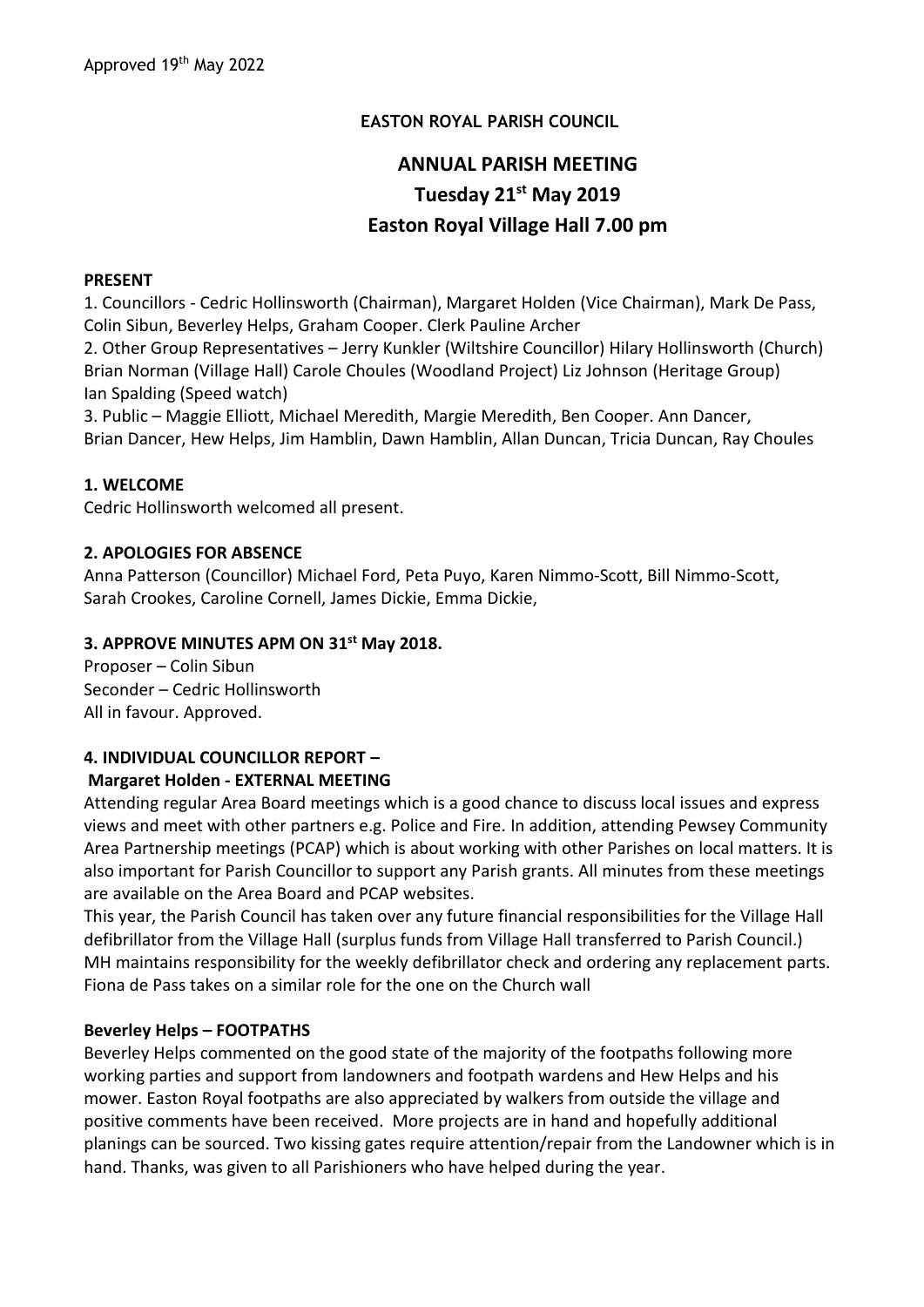Approved 19th May 2022

**EASTON ROYAL PARISH COUNCIL**

# ANNUAL PARISH MEETING
## Tuesday 21st May 2019
## Easton Royal Village Hall 7.00 pm

**PRESENT**

1. Councillors - Cedric Hollinsworth (Chairman), Margaret Holden (Vice Chairman), Mark De Pass, Colin Sibun, Beverley Helps, Graham Cooper. Clerk Pauline Archer
2. Other Group Representatives – Jerry Kunkler (Wiltshire Councillor) Hilary Hollinsworth (Church) Brian Norman (Village Hall) Carole Choules (Woodland Project) Liz Johnson (Heritage Group) Ian Spalding (Speed watch)
3. Public – Maggie Elliott, Michael Meredith, Margie Meredith, Ben Cooper. Ann Dancer, Brian Dancer, Hew Helps, Jim Hamblin, Dawn Hamblin, Allan Duncan, Tricia Duncan, Ray Choules

**1. WELCOME**

Cedric Hollinsworth welcomed all present.

**2. APOLOGIES FOR ABSENCE**

Anna Patterson (Councillor) Michael Ford, Peta Puyo, Karen Nimmo-Scott, Bill Nimmo-Scott, Sarah Crookes, Caroline Cornell, James Dickie, Emma Dickie,

**3. APPROVE MINUTES APM ON 31st May 2018.**

Proposer – Colin Sibun
Seconder – Cedric Hollinsworth
All in favour. Approved.

**4. INDIVIDUAL COUNCILLOR REPORT –**

**Margaret Holden - EXTERNAL MEETING**

Attending regular Area Board meetings which is a good chance to discuss local issues and express views and meet with other partners e.g. Police and Fire. In addition, attending Pewsey Community Area Partnership meetings (PCAP) which is about working with other Parishes on local matters. It is also important for Parish Councillor to support any Parish grants. All minutes from these meetings are available on the Area Board and PCAP websites.

This year, the Parish Council has taken over any future financial responsibilities for the Village Hall defibrillator from the Village Hall (surplus funds from Village Hall transferred to Parish Council.) MH maintains responsibility for the weekly defibrillator check and ordering any replacement parts. Fiona de Pass takes on a similar role for the one on the Church wall

**Beverley Helps – FOOTPATHS**

Beverley Helps commented on the good state of the majority of the footpaths following more working parties and support from landowners and footpath wardens and Hew Helps and his mower. Easton Royal footpaths are also appreciated by walkers from outside the village and positive comments have been received. More projects are in hand and hopefully additional planings can be sourced. Two kissing gates require attention/repair from the Landowner which is in hand. Thanks, was given to all Parishioners who have helped during the year.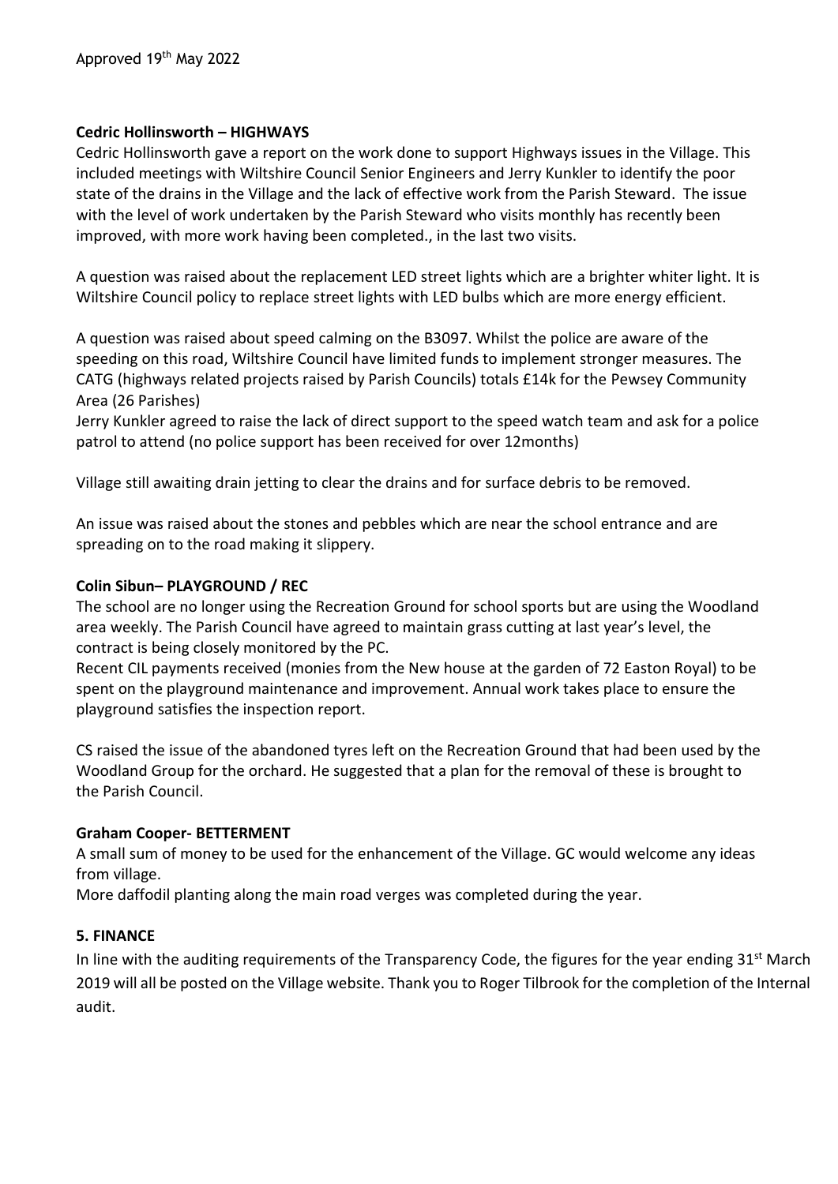Approved 19th May 2022

**Cedric Hollinsworth – HIGHWAYS**

Cedric Hollinsworth gave a report on the work done to support Highways issues in the Village. This included meetings with Wiltshire Council Senior Engineers and Jerry Kunkler to identify the poor state of the drains in the Village and the lack of effective work from the Parish Steward. The issue with the level of work undertaken by the Parish Steward who visits monthly has recently been improved, with more work having been completed., in the last two visits.

A question was raised about the replacement LED street lights which are a brighter whiter light. It is Wiltshire Council policy to replace street lights with LED bulbs which are more energy efficient.

A question was raised about speed calming on the B3097. Whilst the police are aware of the speeding on this road, Wiltshire Council have limited funds to implement stronger measures. The CATG (highways related projects raised by Parish Councils) totals £14k for the Pewsey Community Area (26 Parishes)

Jerry Kunkler agreed to raise the lack of direct support to the speed watch team and ask for a police patrol to attend (no police support has been received for over 12months)

Village still awaiting drain jetting to clear the drains and for surface debris to be removed.

An issue was raised about the stones and pebbles which are near the school entrance and are spreading on to the road making it slippery.

**Colin Sibun– PLAYGROUND / REC**

The school are no longer using the Recreation Ground for school sports but are using the Woodland area weekly. The Parish Council have agreed to maintain grass cutting at last year's level, the contract is being closely monitored by the PC.

Recent CIL payments received (monies from the New house at the garden of 72 Easton Royal) to be spent on the playground maintenance and improvement. Annual work takes place to ensure the playground satisfies the inspection report.

CS raised the issue of the abandoned tyres left on the Recreation Ground that had been used by the Woodland Group for the orchard. He suggested that a plan for the removal of these is brought to the Parish Council.

**Graham Cooper- BETTERMENT**

A small sum of money to be used for the enhancement of the Village. GC would welcome any ideas from village.

More daffodil planting along the main road verges was completed during the year.

**5. FINANCE**

In line with the auditing requirements of the Transparency Code, the figures for the year ending 31st March 2019 will all be posted on the Village website. Thank you to Roger Tilbrook for the completion of the Internal audit.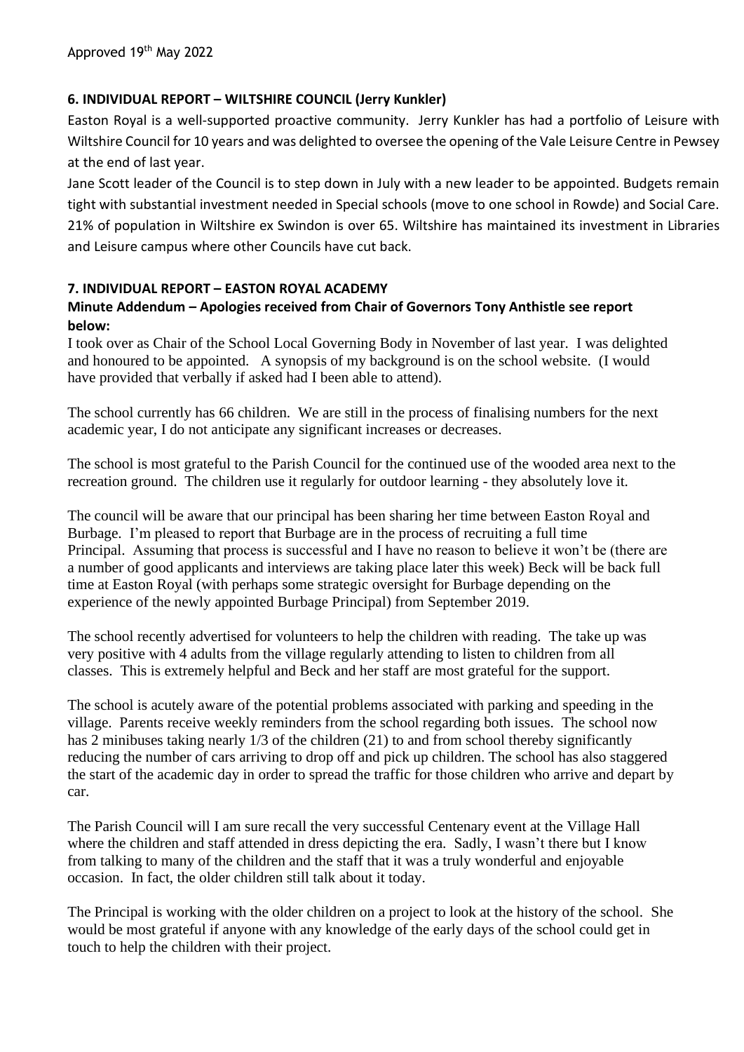Approved 19th May 2022

**6. INDIVIDUAL REPORT – WILTSHIRE COUNCIL (Jerry Kunkler)**

Easton Royal is a well-supported proactive community. Jerry Kunkler has had a portfolio of Leisure with Wiltshire Council for 10 years and was delighted to oversee the opening of the Vale Leisure Centre in Pewsey at the end of last year.

Jane Scott leader of the Council is to step down in July with a new leader to be appointed. Budgets remain tight with substantial investment needed in Special schools (move to one school in Rowde) and Social Care. 21% of population in Wiltshire ex Swindon is over 65. Wiltshire has maintained its investment in Libraries and Leisure campus where other Councils have cut back.

**7. INDIVIDUAL REPORT – EASTON ROYAL ACADEMY**

**Minute Addendum – Apologies received from Chair of Governors Tony Anthistle see report below:**

I took over as Chair of the School Local Governing Body in November of last year. I was delighted and honoured to be appointed. A synopsis of my background is on the school website. (I would have provided that verbally if asked had I been able to attend).

The school currently has 66 children. We are still in the process of finalising numbers for the next academic year, I do not anticipate any significant increases or decreases.

The school is most grateful to the Parish Council for the continued use of the wooded area next to the recreation ground. The children use it regularly for outdoor learning - they absolutely love it.

The council will be aware that our principal has been sharing her time between Easton Royal and Burbage. I'm pleased to report that Burbage are in the process of recruiting a full time Principal. Assuming that process is successful and I have no reason to believe it won't be (there are a number of good applicants and interviews are taking place later this week) Beck will be back full time at Easton Royal (with perhaps some strategic oversight for Burbage depending on the experience of the newly appointed Burbage Principal) from September 2019.

The school recently advertised for volunteers to help the children with reading. The take up was very positive with 4 adults from the village regularly attending to listen to children from all classes. This is extremely helpful and Beck and her staff are most grateful for the support.

The school is acutely aware of the potential problems associated with parking and speeding in the village. Parents receive weekly reminders from the school regarding both issues. The school now has 2 minibuses taking nearly 1/3 of the children (21) to and from school thereby significantly reducing the number of cars arriving to drop off and pick up children. The school has also staggered the start of the academic day in order to spread the traffic for those children who arrive and depart by car.

The Parish Council will I am sure recall the very successful Centenary event at the Village Hall where the children and staff attended in dress depicting the era. Sadly, I wasn't there but I know from talking to many of the children and the staff that it was a truly wonderful and enjoyable occasion. In fact, the older children still talk about it today.

The Principal is working with the older children on a project to look at the history of the school. She would be most grateful if anyone with any knowledge of the early days of the school could get in touch to help the children with their project.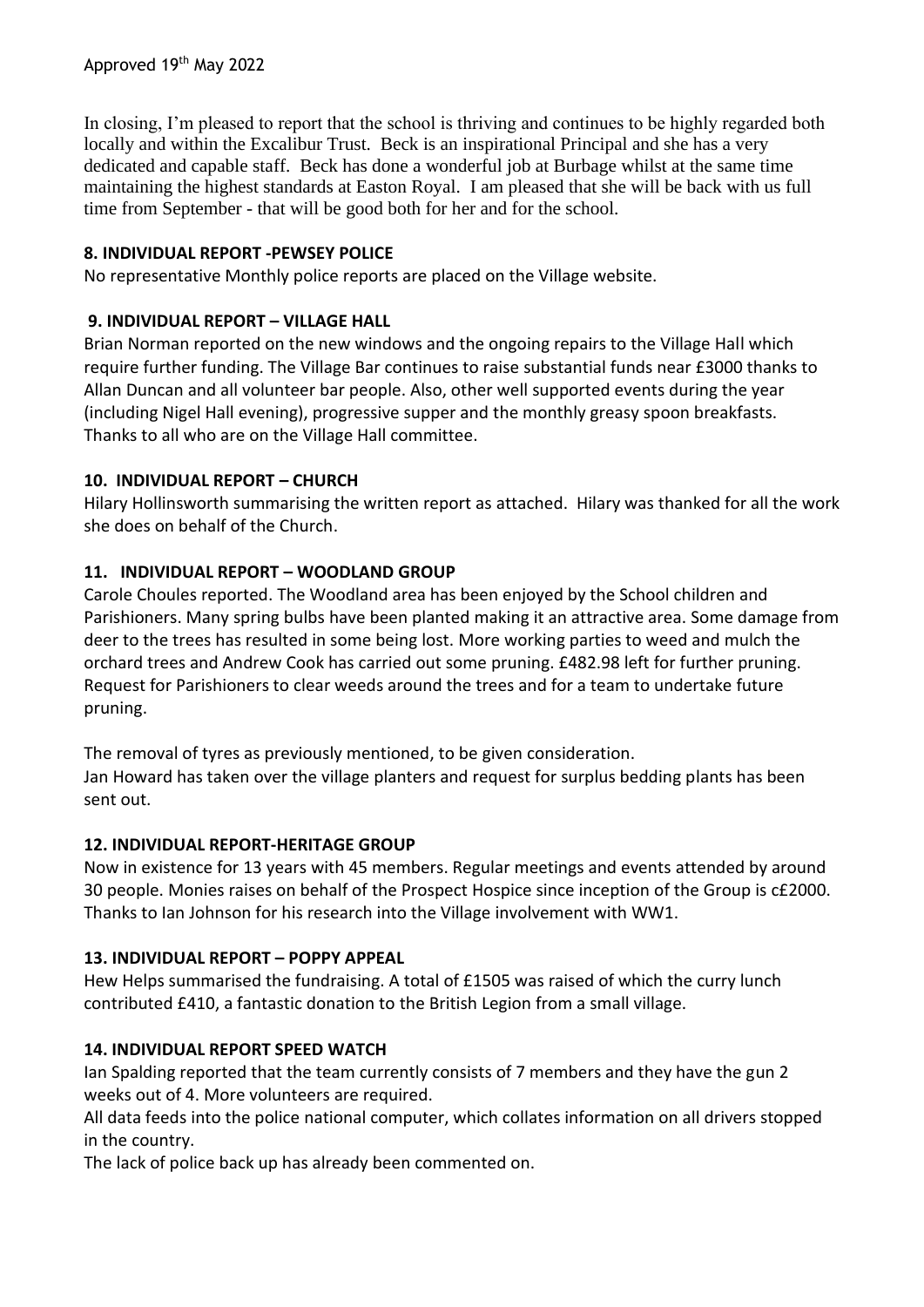Approved 19th May 2022

In closing, I'm pleased to report that the school is thriving and continues to be highly regarded both locally and within the Excalibur Trust. Beck is an inspirational Principal and she has a very dedicated and capable staff. Beck has done a wonderful job at Burbage whilst at the same time maintaining the highest standards at Easton Royal. I am pleased that she will be back with us full time from September - that will be good both for her and for the school.

**8. INDIVIDUAL REPORT -PEWSEY POLICE**

No representative Monthly police reports are placed on the Village website.

**9. INDIVIDUAL REPORT – VILLAGE HALL**

Brian Norman reported on the new windows and the ongoing repairs to the Village Hall which require further funding. The Village Bar continues to raise substantial funds near £3000 thanks to Allan Duncan and all volunteer bar people. Also, other well supported events during the year (including Nigel Hall evening), progressive supper and the monthly greasy spoon breakfasts. Thanks to all who are on the Village Hall committee.

**10. INDIVIDUAL REPORT – CHURCH**

Hilary Hollinsworth summarising the written report as attached. Hilary was thanked for all the work she does on behalf of the Church.

**11. INDIVIDUAL REPORT – WOODLAND GROUP**

Carole Choules reported. The Woodland area has been enjoyed by the School children and Parishioners. Many spring bulbs have been planted making it an attractive area. Some damage from deer to the trees has resulted in some being lost. More working parties to weed and mulch the orchard trees and Andrew Cook has carried out some pruning. £482.98 left for further pruning. Request for Parishioners to clear weeds around the trees and for a team to undertake future pruning.

The removal of tyres as previously mentioned, to be given consideration.
Jan Howard has taken over the village planters and request for surplus bedding plants has been sent out.

**12. INDIVIDUAL REPORT-HERITAGE GROUP**

Now in existence for 13 years with 45 members. Regular meetings and events attended by around 30 people. Monies raises on behalf of the Prospect Hospice since inception of the Group is c£2000. Thanks to Ian Johnson for his research into the Village involvement with WW1.

**13. INDIVIDUAL REPORT – POPPY APPEAL**

Hew Helps summarised the fundraising. A total of £1505 was raised of which the curry lunch contributed £410, a fantastic donation to the British Legion from a small village.

**14. INDIVIDUAL REPORT SPEED WATCH**

Ian Spalding reported that the team currently consists of 7 members and they have the gun 2 weeks out of 4. More volunteers are required.
All data feeds into the police national computer, which collates information on all drivers stopped in the country.
The lack of police back up has already been commented on.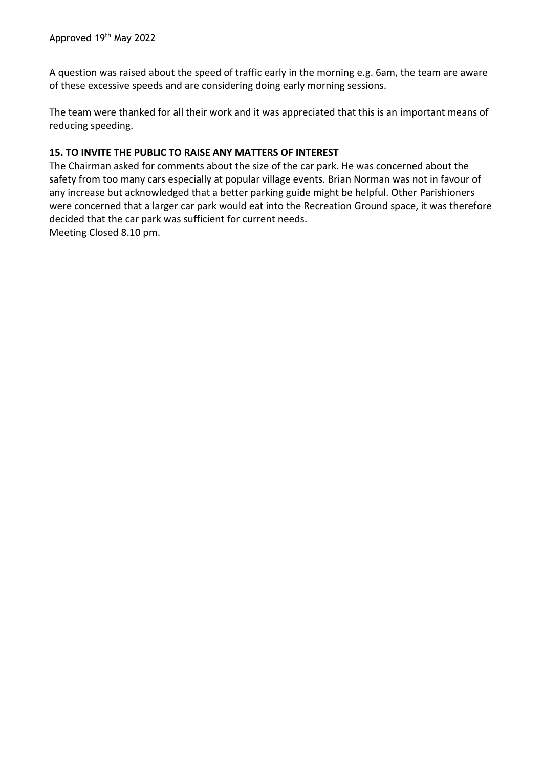A question was raised about the speed of traffic early in the morning e.g. 6am, the team are aware of these excessive speeds and are considering doing early morning sessions.

The team were thanked for all their work and it was appreciated that this is an important means of reducing speeding.

**15. TO INVITE THE PUBLIC TO RAISE ANY MATTERS OF INTEREST**

The Chairman asked for comments about the size of the car park. He was concerned about the safety from too many cars especially at popular village events. Brian Norman was not in favour of any increase but acknowledged that a better parking guide might be helpful. Other Parishioners were concerned that a larger car park would eat into the Recreation Ground space, it was therefore decided that the car park was sufficient for current needs.

Meeting Closed 8.10 pm.